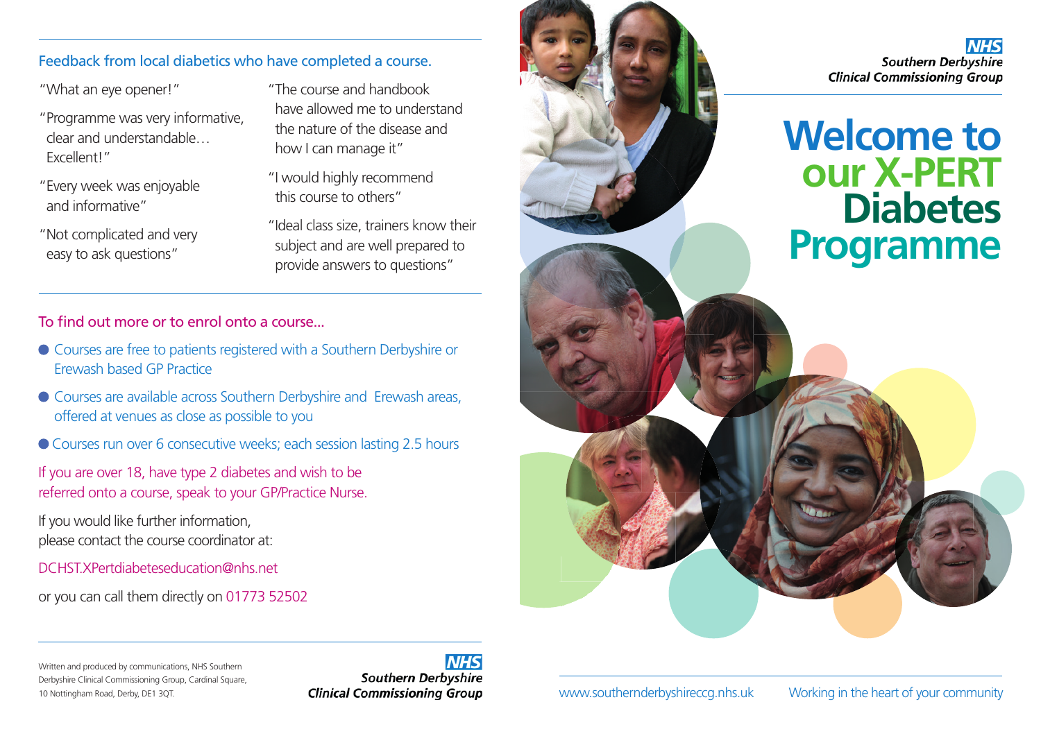## Feedback from local diabetics who have completed a course.

"What an eye opener!"

"Programme was very informative, clear and understandable… Excellent!"

"Every week was enjoyable and informative"

"Not complicated and very easy to ask questions"

"The course and handbook have allowed me to understand the nature of the disease and how I can manage it"

"I would highly recommend this course to others"

"Ideal class size, trainers know their subject and are well prepared to provide answers to questions"

## To find out more or to enrol onto a course...

- Courses are free to patients registered with a Southern Derbyshire or Erewash based GP Practice
- Courses are available across Southern Derbyshire and Erewash areas, offered at venues as close as possible to you
- Courses run over 6 consecutive weeks; each session lasting 2.5 hours

If you are over 18, have type 2 diabetes and wish to be referred onto a course, speak to your GP/Practice Nurse.

If you would like further information, please contact the course coordinator at:

DCHST.XPertdiabeteseducation@nhs.net

or you can call them directly on 01773 52502

Written and produced by communications, NHS Southern Derbyshire Clinical Commissioning Group, Cardinal Square, 10 Nottingham Road, Derby, DE1 3QT.

**NHS**
**Southern Derbyshire Clinical Commissioning Group**

**NHS**
**Southern Derbyshire Clinical Commissioning Group**

# Welcome to our X-PERT Diabetes Programme

www.southernderbyshireccg.nhs.uk

Working in the heart of your community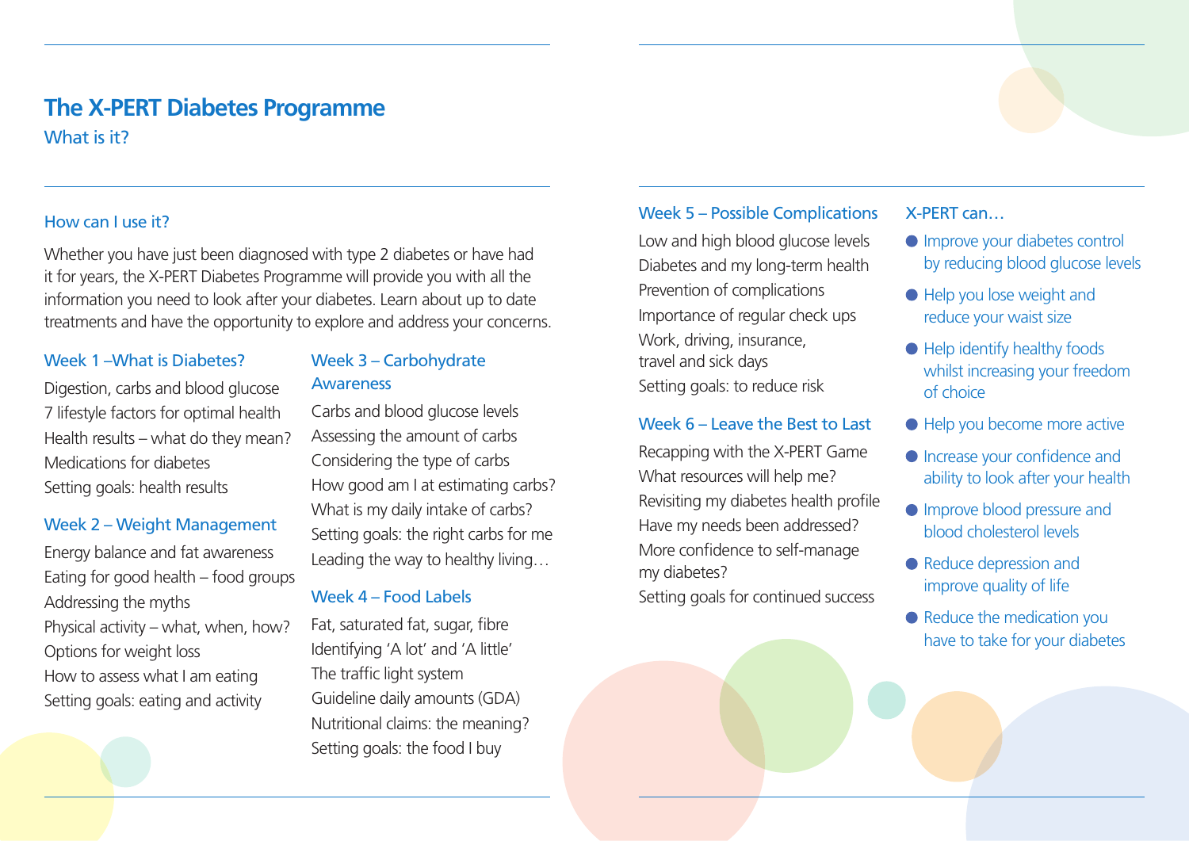# The X-PERT Diabetes Programme

## What is it?

### How can I use it?

Whether you have just been diagnosed with type 2 diabetes or have had it for years, the X-PERT Diabetes Programme will provide you with all the information you need to look after your diabetes. Learn about up to date treatments and have the opportunity to explore and address your concerns.

### Week 1 –What is Diabetes?

Digestion, carbs and blood glucose
7 lifestyle factors for optimal health
Health results – what do they mean?
Medications for diabetes
Setting goals: health results

### Week 2 – Weight Management

Energy balance and fat awareness
Eating for good health – food groups
Addressing the myths
Physical activity – what, when, how?
Options for weight loss
How to assess what I am eating
Setting goals: eating and activity

### Week 3 – Carbohydrate Awareness

Carbs and blood glucose levels
Assessing the amount of carbs
Considering the type of carbs
How good am I at estimating carbs?
What is my daily intake of carbs?
Setting goals: the right carbs for me
Leading the way to healthy living…

### Week 4 – Food Labels

Fat, saturated fat, sugar, fibre
Identifying 'A lot' and 'A little'
The traffic light system
Guideline daily amounts (GDA)
Nutritional claims: the meaning?
Setting goals: the food I buy

### Week 5 – Possible Complications

Low and high blood glucose levels
Diabetes and my long-term health
Prevention of complications
Importance of regular check ups
Work, driving, insurance, travel and sick days
Setting goals: to reduce risk

### Week 6 – Leave the Best to Last

Recapping with the X-PERT Game
What resources will help me?
Revisiting my diabetes health profile
Have my needs been addressed?
More confidence to self-manage my diabetes?
Setting goals for continued success

### X-PERT can…

- Improve your diabetes control by reducing blood glucose levels
- Help you lose weight and reduce your waist size
- Help identify healthy foods whilst increasing your freedom of choice
- Help you become more active
- Increase your confidence and ability to look after your health
- Improve blood pressure and blood cholesterol levels
- Reduce depression and improve quality of life
- Reduce the medication you have to take for your diabetes